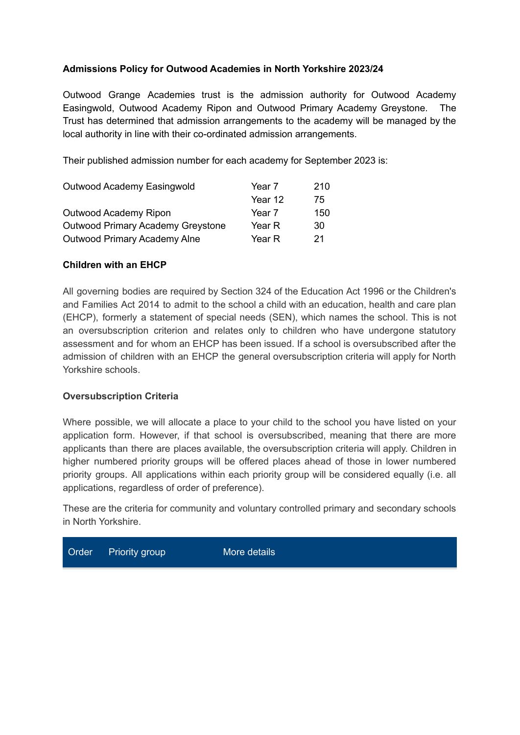**Admissions Policy for Outwood Academies in North Yorkshire 2023/24**

Outwood Grange Academies trust is the admission authority for Outwood Academy Easingwold, Outwood Academy Ripon and Outwood Primary Academy Greystone. The Trust has determined that admission arrangements to the academy will be managed by the local authority in line with their co-ordinated admission arrangements.

Their published admission number for each academy for September 2023 is:

| | | |
|---|---|---|
| Outwood Academy Easingwold | Year 7 | 210 |
| | Year 12 | 75 |
| Outwood Academy Ripon | Year 7 | 150 |
| Outwood Primary Academy Greystone | Year R | 30 |
| Outwood Primary Academy Alne | Year R | 21 |

**Children with an EHCP**

All governing bodies are required by Section 324 of the Education Act 1996 or the Children's and Families Act 2014 to admit to the school a child with an education, health and care plan (EHCP), formerly a statement of special needs (SEN), which names the school. This is not an oversubscription criterion and relates only to children who have undergone statutory assessment and for whom an EHCP has been issued. If a school is oversubscribed after the admission of children with an EHCP the general oversubscription criteria will apply for North Yorkshire schools.

**Oversubscription Criteria**

Where possible, we will allocate a place to your child to the school you have listed on your application form. However, if that school is oversubscribed, meaning that there are more applicants than there are places available, the oversubscription criteria will apply. Children in higher numbered priority groups will be offered places ahead of those in lower numbered priority groups. All applications within each priority group will be considered equally (i.e. all applications, regardless of order of preference).

These are the criteria for community and voluntary controlled primary and secondary schools in North Yorkshire.

| Order | Priority group | More details |
|---|---|---|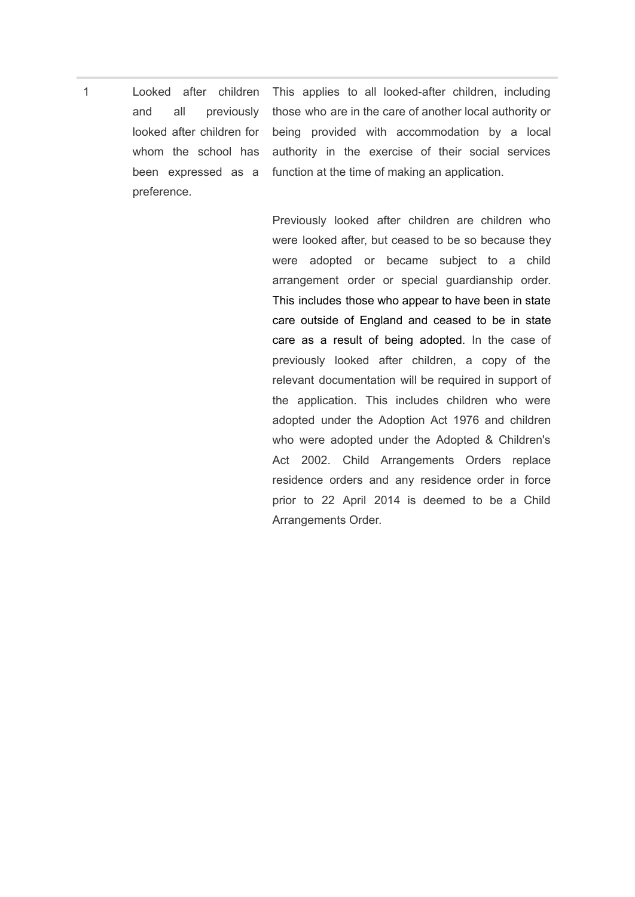| | | |
|---|---|---|
| 1 | Looked after children and all previously looked after children for whom the school has been expressed as a preference. | This applies to all looked-after children, including those who are in the care of another local authority or being provided with accommodation by a local authority in the exercise of their social services function at the time of making an application.<br><br>Previously looked after children are children who were looked after, but ceased to be so because they were adopted or became subject to a child arrangement order or special guardianship order. This includes those who appear to have been in state care outside of England and ceased to be in state care as a result of being adopted. In the case of previously looked after children, a copy of the relevant documentation will be required in support of the application. This includes children who were adopted under the Adoption Act 1976 and children who were adopted under the Adopted & Children's Act 2002. Child Arrangements Orders replace residence orders and any residence order in force prior to 22 April 2014 is deemed to be a Child Arrangements Order. |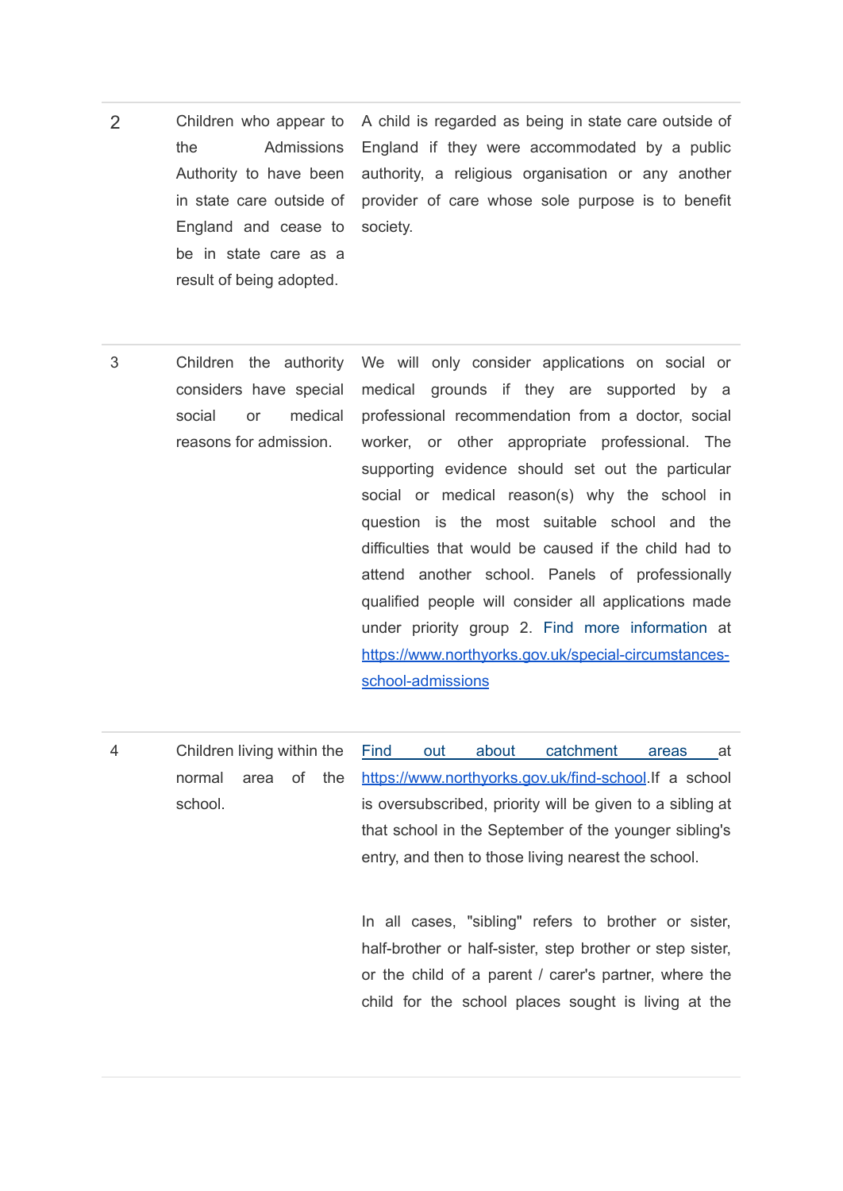| | | |
|---|---|---|
| 2 | Children who appear to the Admissions Authority to have been in state care outside of England and cease to be in state care as a result of being adopted. | A child is regarded as being in state care outside of England if they were accommodated by a public authority, a religious organisation or any another provider of care whose sole purpose is to benefit society. |
| 3 | Children the authority considers have special social or medical reasons for admission. | We will only consider applications on social or medical grounds if they are supported by a professional recommendation from a doctor, social worker, or other appropriate professional. The supporting evidence should set out the particular social or medical reason(s) why the school in question is the most suitable school and the difficulties that would be caused if the child had to attend another school. Panels of professionally qualified people will consider all applications made under priority group 2. Find more information at [https://www.northyorks.gov.uk/special-circumstances-school-admissions](https://www.northyorks.gov.uk/special-circumstances-school-admissions) |
| 4 | Children living within the normal area of the school. | [Find out about catchment areas](https://www.northyorks.gov.uk/find-school) at [https://www.northyorks.gov.uk/find-school](https://www.northyorks.gov.uk/find-school).If a school is oversubscribed, priority will be given to a sibling at that school in the September of the younger sibling's entry, and then to those living nearest the school.<br><br>In all cases, "sibling" refers to brother or sister, half-brother or half-sister, step brother or step sister, or the child of a parent / carer's partner, where the child for the school places sought is living at the |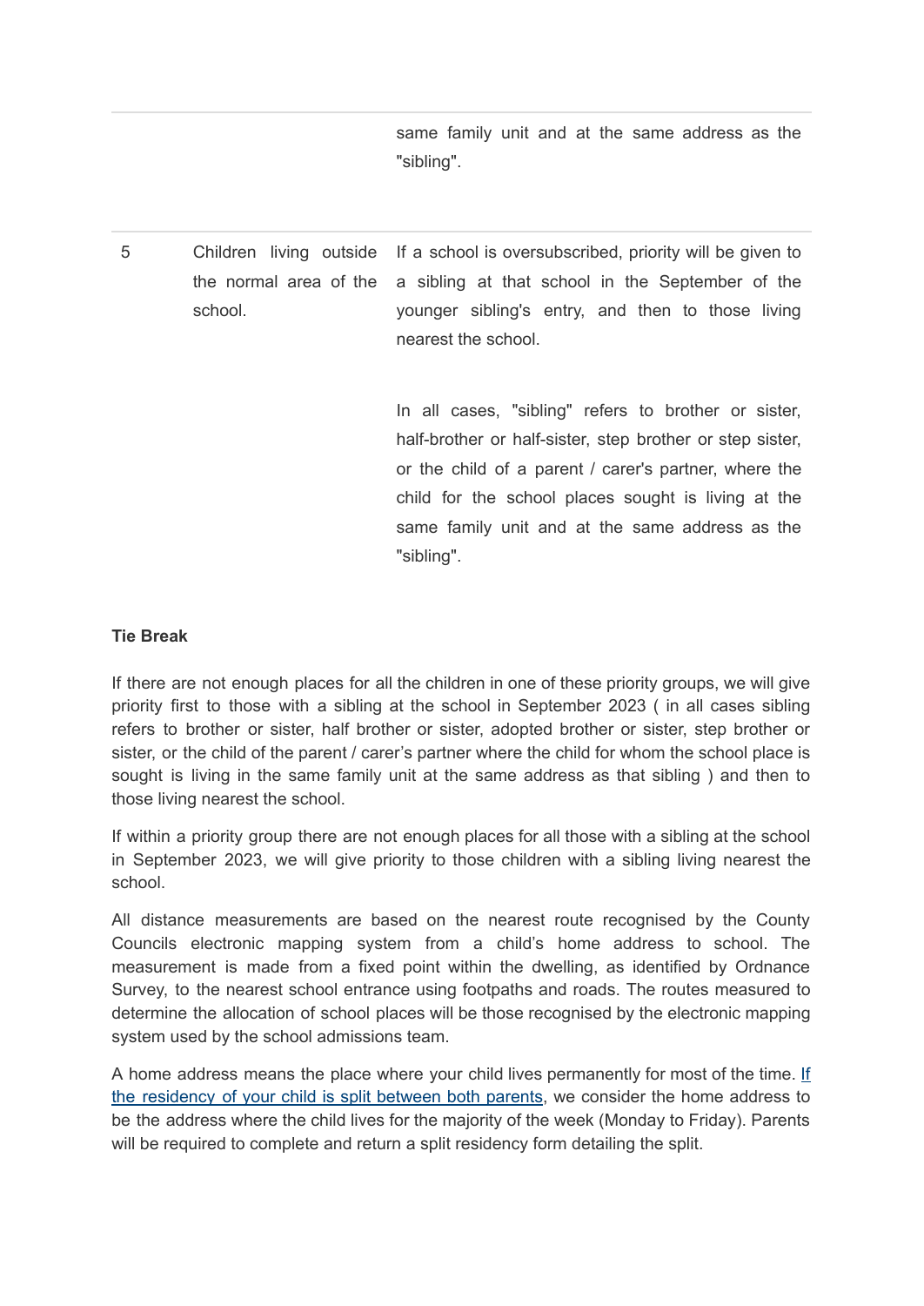| | | |
|---|---|---|
| | | same family unit and at the same address as the "sibling". |
| 5 | Children living outside the normal area of the school. | If a school is oversubscribed, priority will be given to a sibling at that school in the September of the younger sibling's entry, and then to those living nearest the school.<br><br>In all cases, "sibling" refers to brother or sister, half-brother or half-sister, step brother or step sister, or the child of a parent / carer's partner, where the child for the school places sought is living at the same family unit and at the same address as the "sibling". |

**Tie Break**

If there are not enough places for all the children in one of these priority groups, we will give priority first to those with a sibling at the school in September 2023 ( in all cases sibling refers to brother or sister, half brother or sister, adopted brother or sister, step brother or sister, or the child of the parent / carer's partner where the child for whom the school place is sought is living in the same family unit at the same address as that sibling ) and then to those living nearest the school.

If within a priority group there are not enough places for all those with a sibling at the school in September 2023, we will give priority to those children with a sibling living nearest the school.

All distance measurements are based on the nearest route recognised by the County Councils electronic mapping system from a child's home address to school. The measurement is made from a fixed point within the dwelling, as identified by Ordnance Survey, to the nearest school entrance using footpaths and roads. The routes measured to determine the allocation of school places will be those recognised by the electronic mapping system used by the school admissions team.

A home address means the place where your child lives permanently for most of the time. If the residency of your child is split between both parents, we consider the home address to be the address where the child lives for the majority of the week (Monday to Friday). Parents will be required to complete and return a split residency form detailing the split.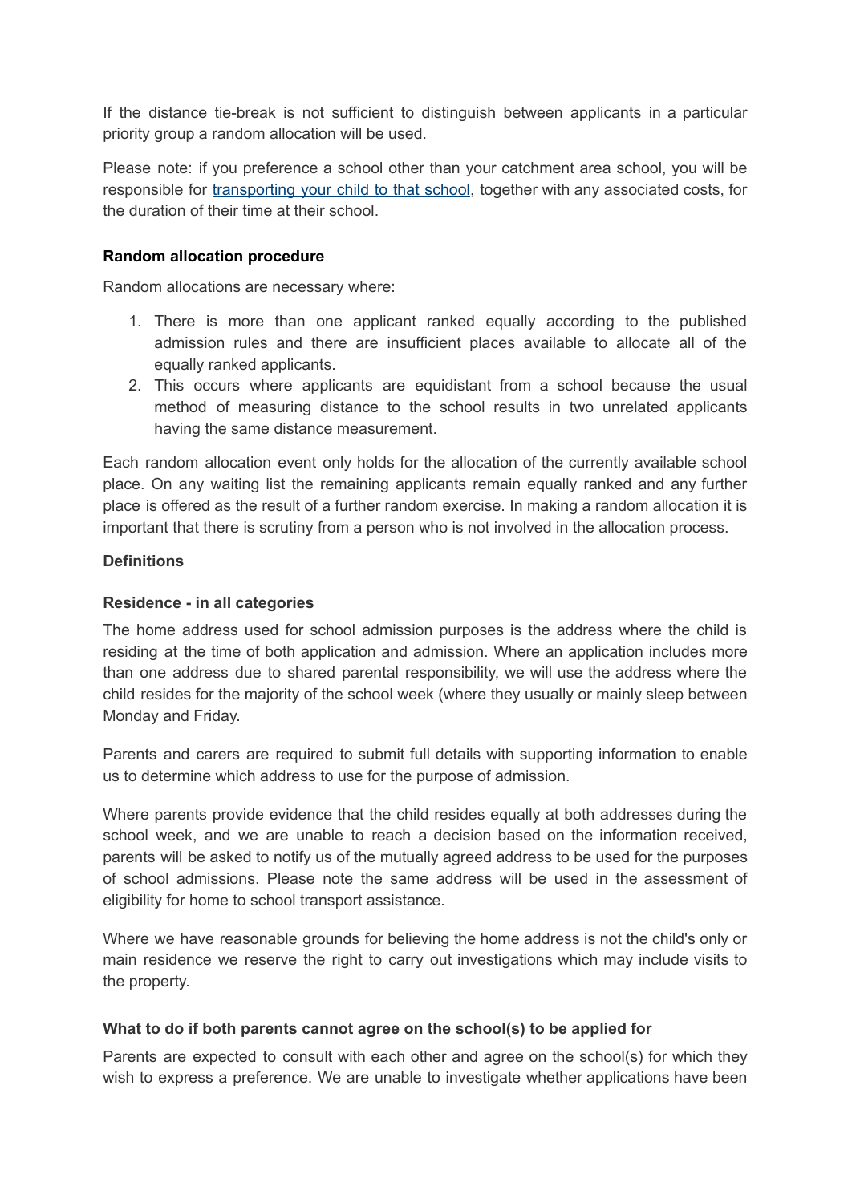If the distance tie-break is not sufficient to distinguish between applicants in a particular priority group a random allocation will be used.

Please note: if you preference a school other than your catchment area school, you will be responsible for [transporting your child to that school](), together with any associated costs, for the duration of their time at their school.

**Random allocation procedure**

Random allocations are necessary where:

1. There is more than one applicant ranked equally according to the published admission rules and there are insufficient places available to allocate all of the equally ranked applicants.
2. This occurs where applicants are equidistant from a school because the usual method of measuring distance to the school results in two unrelated applicants having the same distance measurement.

Each random allocation event only holds for the allocation of the currently available school place. On any waiting list the remaining applicants remain equally ranked and any further place is offered as the result of a further random exercise. In making a random allocation it is important that there is scrutiny from a person who is not involved in the allocation process.

**Definitions**

**Residence - in all categories**

The home address used for school admission purposes is the address where the child is residing at the time of both application and admission. Where an application includes more than one address due to shared parental responsibility, we will use the address where the child resides for the majority of the school week (where they usually or mainly sleep between Monday and Friday.

Parents and carers are required to submit full details with supporting information to enable us to determine which address to use for the purpose of admission.

Where parents provide evidence that the child resides equally at both addresses during the school week, and we are unable to reach a decision based on the information received, parents will be asked to notify us of the mutually agreed address to be used for the purposes of school admissions. Please note the same address will be used in the assessment of eligibility for home to school transport assistance.

Where we have reasonable grounds for believing the home address is not the child's only or main residence we reserve the right to carry out investigations which may include visits to the property.

**What to do if both parents cannot agree on the school(s) to be applied for**

Parents are expected to consult with each other and agree on the school(s) for which they wish to express a preference. We are unable to investigate whether applications have been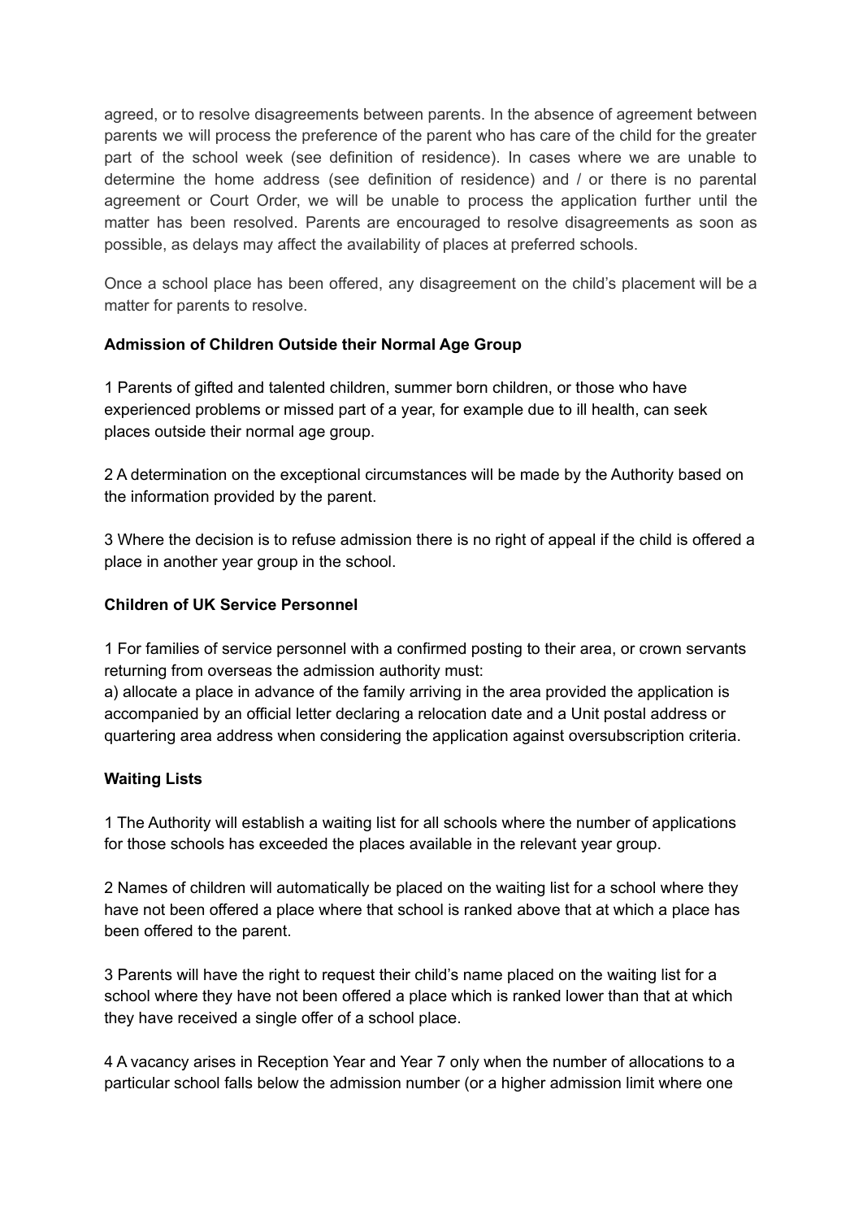agreed, or to resolve disagreements between parents. In the absence of agreement between parents we will process the preference of the parent who has care of the child for the greater part of the school week (see definition of residence). In cases where we are unable to determine the home address (see definition of residence) and / or there is no parental agreement or Court Order, we will be unable to process the application further until the matter has been resolved. Parents are encouraged to resolve disagreements as soon as possible, as delays may affect the availability of places at preferred schools.

Once a school place has been offered, any disagreement on the child's placement will be a matter for parents to resolve.

**Admission of Children Outside their Normal Age Group**

1 Parents of gifted and talented children, summer born children, or those who have experienced problems or missed part of a year, for example due to ill health, can seek places outside their normal age group.

2 A determination on the exceptional circumstances will be made by the Authority based on the information provided by the parent.

3 Where the decision is to refuse admission there is no right of appeal if the child is offered a place in another year group in the school.

**Children of UK Service Personnel**

1 For families of service personnel with a confirmed posting to their area, or crown servants returning from overseas the admission authority must:
a) allocate a place in advance of the family arriving in the area provided the application is accompanied by an official letter declaring a relocation date and a Unit postal address or quartering area address when considering the application against oversubscription criteria.

**Waiting Lists**

1 The Authority will establish a waiting list for all schools where the number of applications for those schools has exceeded the places available in the relevant year group.

2 Names of children will automatically be placed on the waiting list for a school where they have not been offered a place where that school is ranked above that at which a place has been offered to the parent.

3 Parents will have the right to request their child's name placed on the waiting list for a school where they have not been offered a place which is ranked lower than that at which they have received a single offer of a school place.

4 A vacancy arises in Reception Year and Year 7 only when the number of allocations to a particular school falls below the admission number (or a higher admission limit where one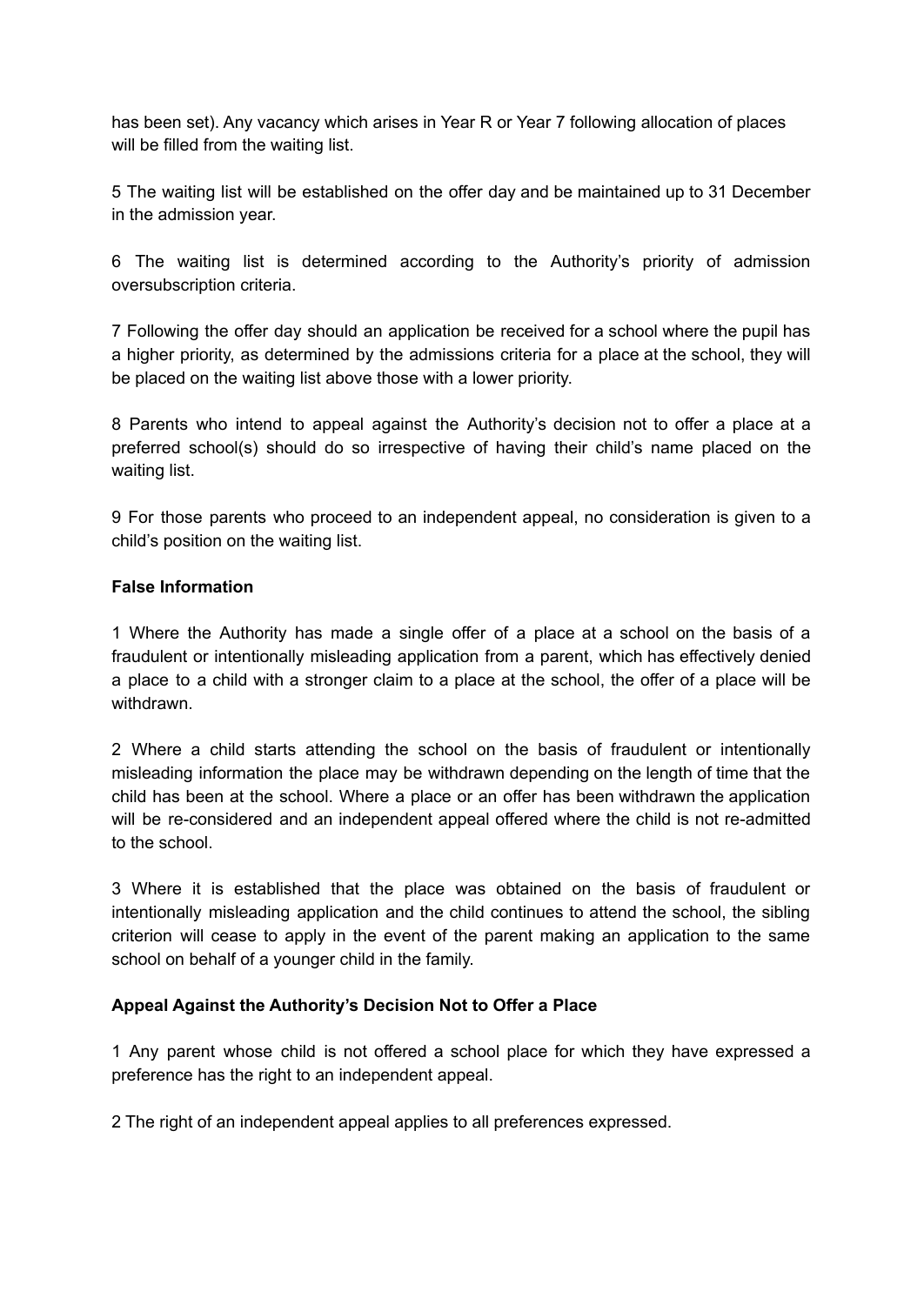has been set). Any vacancy which arises in Year R or Year 7 following allocation of places will be filled from the waiting list.

5 The waiting list will be established on the offer day and be maintained up to 31 December in the admission year.

6 The waiting list is determined according to the Authority's priority of admission oversubscription criteria.

7 Following the offer day should an application be received for a school where the pupil has a higher priority, as determined by the admissions criteria for a place at the school, they will be placed on the waiting list above those with a lower priority.

8 Parents who intend to appeal against the Authority's decision not to offer a place at a preferred school(s) should do so irrespective of having their child's name placed on the waiting list.

9 For those parents who proceed to an independent appeal, no consideration is given to a child's position on the waiting list.

**False Information**

1 Where the Authority has made a single offer of a place at a school on the basis of a fraudulent or intentionally misleading application from a parent, which has effectively denied a place to a child with a stronger claim to a place at the school, the offer of a place will be withdrawn.

2 Where a child starts attending the school on the basis of fraudulent or intentionally misleading information the place may be withdrawn depending on the length of time that the child has been at the school. Where a place or an offer has been withdrawn the application will be re-considered and an independent appeal offered where the child is not re-admitted to the school.

3 Where it is established that the place was obtained on the basis of fraudulent or intentionally misleading application and the child continues to attend the school, the sibling criterion will cease to apply in the event of the parent making an application to the same school on behalf of a younger child in the family.

**Appeal Against the Authority's Decision Not to Offer a Place**

1 Any parent whose child is not offered a school place for which they have expressed a preference has the right to an independent appeal.

2 The right of an independent appeal applies to all preferences expressed.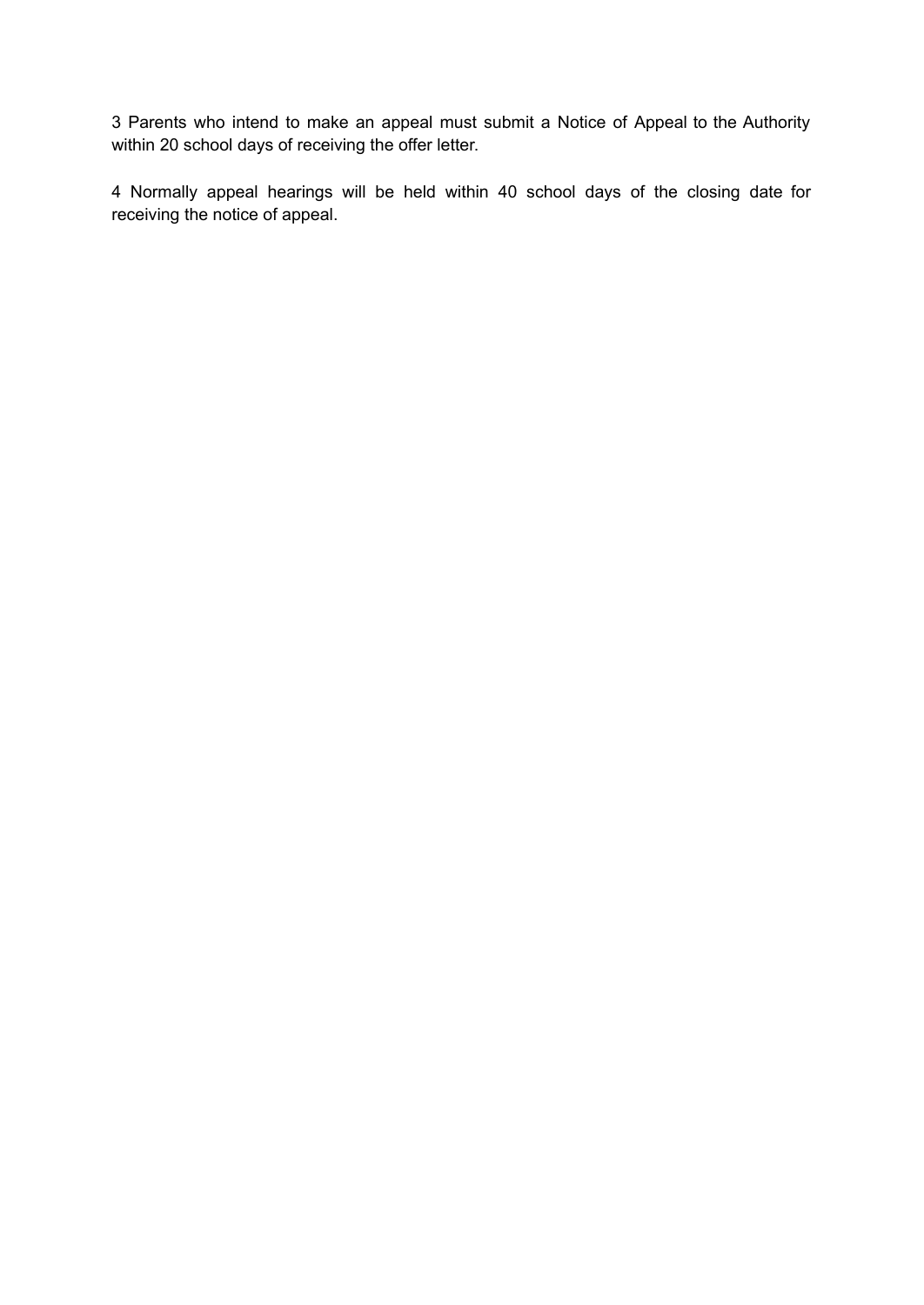3 Parents who intend to make an appeal must submit a Notice of Appeal to the Authority within 20 school days of receiving the offer letter.

4 Normally appeal hearings will be held within 40 school days of the closing date for receiving the notice of appeal.